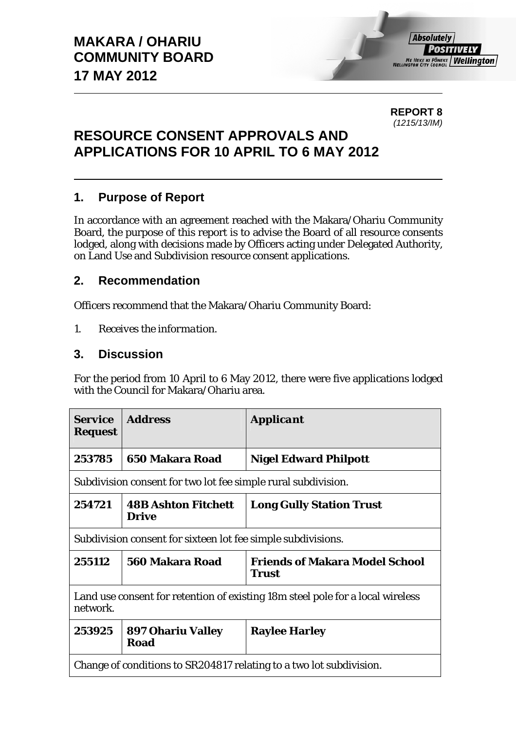# MAKARA / OHARIU COMMUNITY BOARD
# 17 MAY 2012

**REPORT 8**
*(1215/13/IM)*

# RESOURCE CONSENT APPROVALS AND APPLICATIONS FOR 10 APRIL TO 6 MAY 2012

## 1. Purpose of Report

In accordance with an agreement reached with the Makara/Ohariu Community Board, the purpose of this report is to advise the Board of all resource consents lodged, along with decisions made by Officers acting under Delegated Authority, on Land Use and Subdivision resource consent applications.

## 2. Recommendation

Officers recommend that the Makara/Ohariu Community Board:

1. *Receives the information.*

## 3. Discussion

For the period from 10 April to 6 May 2012, there were five applications lodged with the Council for Makara/Ohariu area.

| Service Request | Address | Applicant |
|---|---|---|
| **253785** | **650 Makara Road** | **Nigel Edward Philpott** |
| Subdivision consent for two lot fee simple rural subdivision. | | |
| **254721** | **48B Ashton Fitchett Drive** | **Long Gully Station Trust** |
| Subdivision consent for sixteen lot fee simple subdivisions. | | |
| **255112** | **560 Makara Road** | **Friends of Makara Model School Trust** |
| Land use consent for retention of existing 18m steel pole for a local wireless network. | | |
| **253925** | **897 Ohariu Valley Road** | **Raylee Harley** |
| Change of conditions to SR204817 relating to a two lot subdivision. | | |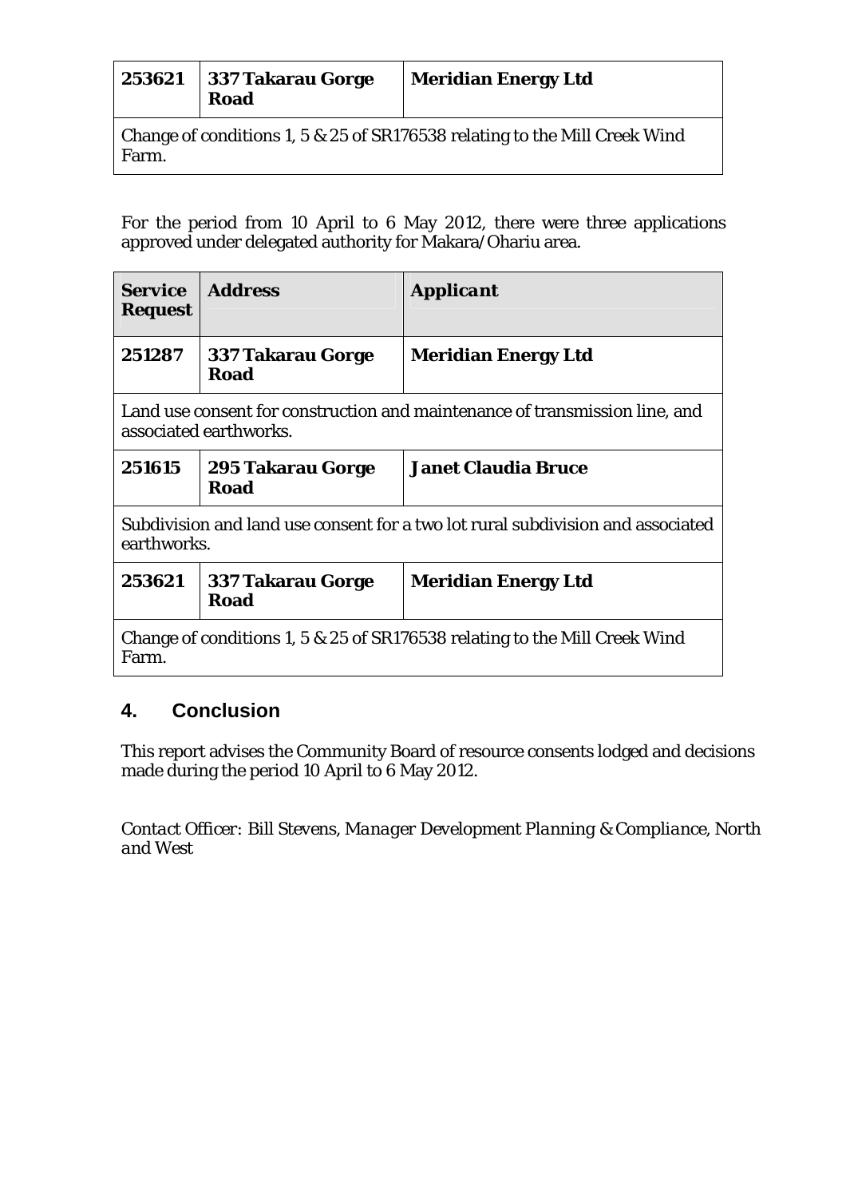| | | |
|---|---|---|
| **253621** | **337 Takarau Gorge Road** | **Meridian Energy Ltd** |
| Change of conditions 1, 5 & 25 of SR176538 relating to the Mill Creek Wind Farm. | | |

For the period from 10 April to 6 May 2012, there were three applications approved under delegated authority for Makara/Ohariu area.

| Service Request | Address | Applicant |
|---|---|---|
| **251287** | **337 Takarau Gorge Road** | **Meridian Energy Ltd** |
| Land use consent for construction and maintenance of transmission line, and associated earthworks. | | |
| **251615** | **295 Takarau Gorge Road** | **Janet Claudia Bruce** |
| Subdivision and land use consent for a two lot rural subdivision and associated earthworks. | | |
| **253621** | **337 Takarau Gorge Road** | **Meridian Energy Ltd** |
| Change of conditions 1, 5 & 25 of SR176538 relating to the Mill Creek Wind Farm. | | |

## 4. Conclusion

This report advises the Community Board of resource consents lodged and decisions made during the period 10 April to 6 May 2012.

*Contact Officer: Bill Stevens, Manager Development Planning & Compliance, North and West*